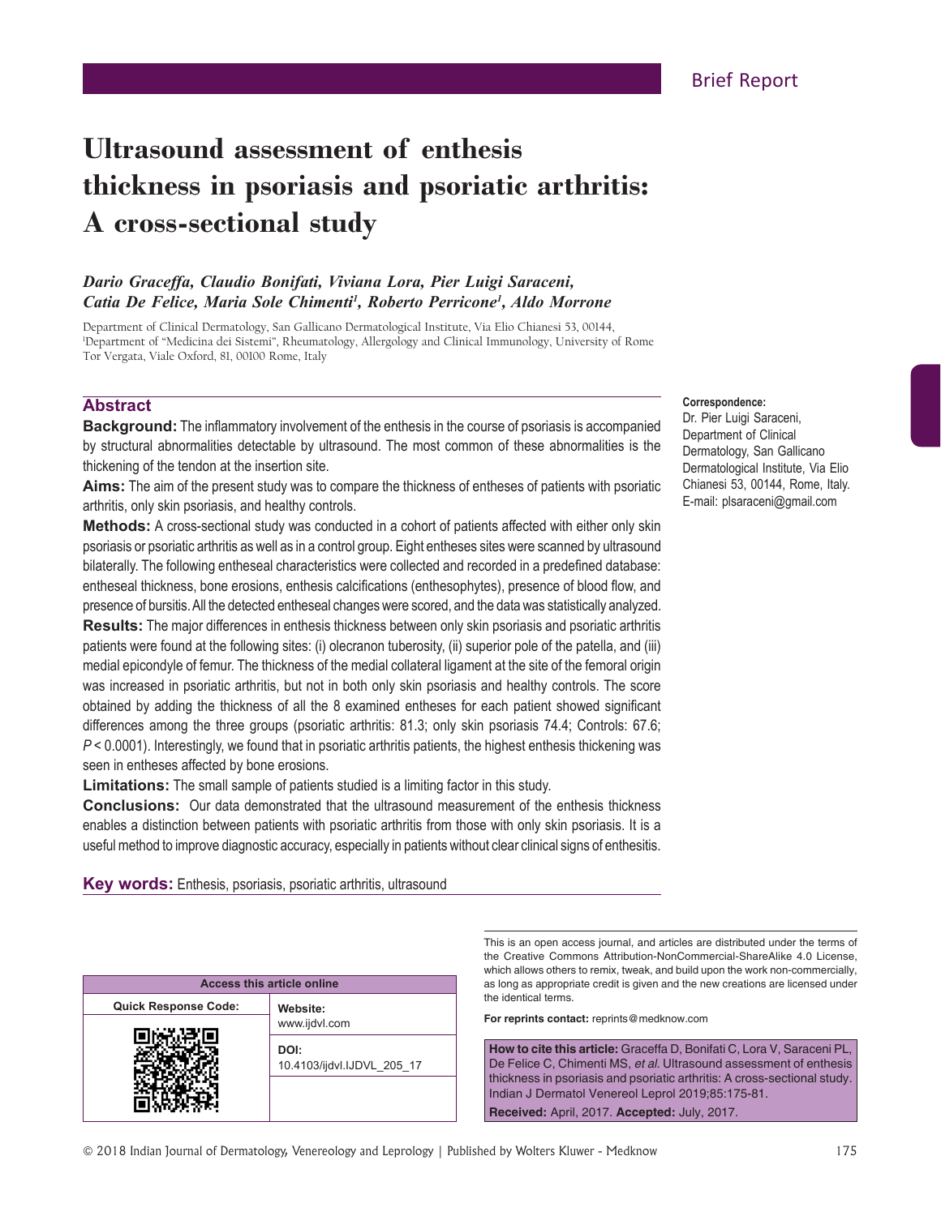Brief Report

# Ultrasound assessment of enthesis thickness in psoriasis and psoriatic arthritis: A cross-sectional study

*Dario Graceffa, Claudio Bonifati, Viviana Lora, Pier Luigi Saraceni, Catia De Felice, Maria Sole Chimenti[1], Roberto Perricone[1], Aldo Morrone*

Department of Clinical Dermatology, San Gallicano Dermatological Institute, Via Elio Chianesi 53, 00144, [1]Department of "Medicina dei Sistemi", Rheumatology, Allergology and Clinical Immunology, University of Rome Tor Vergata, Viale Oxford, 81, 00100 Rome, Italy

## Abstract

**Background:** The inflammatory involvement of the enthesis in the course of psoriasis is accompanied by structural abnormalities detectable by ultrasound. The most common of these abnormalities is the thickening of the tendon at the insertion site.

**Aims:** The aim of the present study was to compare the thickness of entheses of patients with psoriatic arthritis, only skin psoriasis, and healthy controls.

**Methods:** A cross-sectional study was conducted in a cohort of patients affected with either only skin psoriasis or psoriatic arthritis as well as in a control group. Eight entheses sites were scanned by ultrasound bilaterally. The following entheseal characteristics were collected and recorded in a predefined database: entheseal thickness, bone erosions, enthesis calcifications (enthesophytes), presence of blood flow, and presence of bursitis. All the detected entheseal changes were scored, and the data was statistically analyzed.

**Results:** The major differences in enthesis thickness between only skin psoriasis and psoriatic arthritis patients were found at the following sites: (i) olecranon tuberosity, (ii) superior pole of the patella, and (iii) medial epicondyle of femur. The thickness of the medial collateral ligament at the site of the femoral origin was increased in psoriatic arthritis, but not in both only skin psoriasis and healthy controls. The score obtained by adding the thickness of all the 8 examined entheses for each patient showed significant differences among the three groups (psoriatic arthritis: 81.3; only skin psoriasis 74.4; Controls: 67.6; $P < 0.0001$). Interestingly, we found that in psoriatic arthritis patients, the highest enthesis thickening was seen in entheses affected by bone erosions.

**Limitations:** The small sample of patients studied is a limiting factor in this study.

**Conclusions:** Our data demonstrated that the ultrasound measurement of the enthesis thickness enables a distinction between patients with psoriatic arthritis from those with only skin psoriasis. It is a useful method to improve diagnostic accuracy, especially in patients without clear clinical signs of enthesitis.

**Key words:** Enthesis, psoriasis, psoriatic arthritis, ultrasound

**Correspondence:**
Dr. Pier Luigi Saraceni, Department of Clinical Dermatology, San Gallicano Dermatological Institute, Via Elio Chianesi 53, 00144, Rome, Italy. E-mail: plsaraceni@gmail.com

| Access this article online | |
|---|---|
| Quick Response Code: | Website: www.ijdvl.com |
| | DOI: 10.4103/ijdvl.IJDVL_205_17 |

This is an open access journal, and articles are distributed under the terms of the Creative Commons Attribution-NonCommercial-ShareAlike 4.0 License, which allows others to remix, tweak, and build upon the work non-commercially, as long as appropriate credit is given and the new creations are licensed under the identical terms.

**For reprints contact:** reprints@medknow.com

**How to cite this article:** Graceffa D, Bonifati C, Lora V, Saraceni PL, De Felice C, Chimenti MS, *et al.* Ultrasound assessment of enthesis thickness in psoriasis and psoriatic arthritis: A cross-sectional study. Indian J Dermatol Venereol Leprol 2019;85:175-81.

**Received:** April, 2017. **Accepted:** July, 2017.

© 2018 Indian Journal of Dermatology, Venereology and Leprology | Published by Wolters Kluwer - Medknow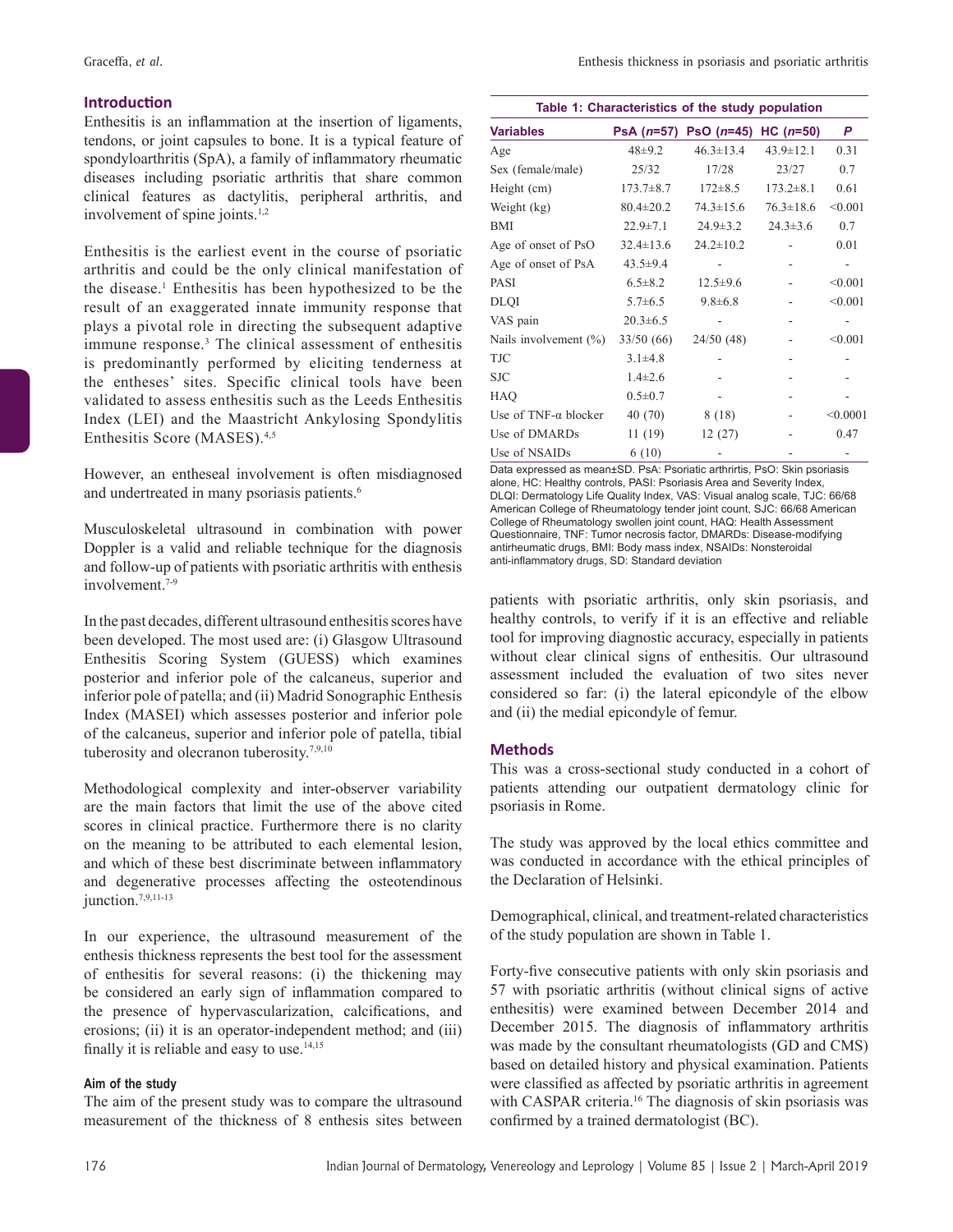## Introduction

Enthesitis is an inflammation at the insertion of ligaments, tendons, or joint capsules to bone. It is a typical feature of spondyloarthritis (SpA), a family of inflammatory rheumatic diseases including psoriatic arthritis that share common clinical features as dactylitis, peripheral arthritis, and involvement of spine joints.[1,2]

Enthesitis is the earliest event in the course of psoriatic arthritis and could be the only clinical manifestation of the disease.[1] Enthesitis has been hypothesized to be the result of an exaggerated innate immunity response that plays a pivotal role in directing the subsequent adaptive immune response.[3] The clinical assessment of enthesitis is predominantly performed by eliciting tenderness at the entheses' sites. Specific clinical tools have been validated to assess enthesitis such as the Leeds Enthesitis Index (LEI) and the Maastricht Ankylosing Spondylitis Enthesitis Score (MASES).[4,5]

However, an entheseal involvement is often misdiagnosed and undertreated in many psoriasis patients.[6]

Musculoskeletal ultrasound in combination with power Doppler is a valid and reliable technique for the diagnosis and follow-up of patients with psoriatic arthritis with enthesis involvement.[7-9]

In the past decades, different ultrasound enthesitis scores have been developed. The most used are: (i) Glasgow Ultrasound Enthesitis Scoring System (GUESS) which examines posterior and inferior pole of the calcaneus, superior and inferior pole of patella; and (ii) Madrid Sonographic Enthesis Index (MASEI) which assesses posterior and inferior pole of the calcaneus, superior and inferior pole of patella, tibial tuberosity and olecranon tuberosity.[7,9,10]

Methodological complexity and inter-observer variability are the main factors that limit the use of the above cited scores in clinical practice. Furthermore there is no clarity on the meaning to be attributed to each elemental lesion, and which of these best discriminate between inflammatory and degenerative processes affecting the osteotendinous junction.[7,9,11-13]

In our experience, the ultrasound measurement of the enthesis thickness represents the best tool for the assessment of enthesitis for several reasons: (i) the thickening may be considered an early sign of inflammation compared to the presence of hypervascularization, calcifications, and erosions; (ii) it is an operator-independent method; and (iii) finally it is reliable and easy to use.[14,15]

### Aim of the study

The aim of the present study was to compare the ultrasound measurement of the thickness of 8 enthesis sites between patients with psoriatic arthritis, only skin psoriasis, and healthy controls, to verify if it is an effective and reliable tool for improving diagnostic accuracy, especially in patients without clear clinical signs of enthesitis. Our ultrasound assessment included the evaluation of two sites never considered so far: (i) the lateral epicondyle of the elbow and (ii) the medial epicondyle of femur.

**Table 1: Characteristics of the study population**

| Variables | PsA (*n*=57) | PsO (*n*=45) | HC (*n*=50) | *P* |
|---|---|---|---|---|
| Age | 48±9.2 | 46.3±13.4 | 43.9±12.1 | 0.31 |
| Sex (female/male) | 25/32 | 17/28 | 23/27 | 0.7 |
| Height (cm) | 173.7±8.7 | 172±8.5 | 173.2±8.1 | 0.61 |
| Weight (kg) | 80.4±20.2 | 74.3±15.6 | 76.3±18.6 | <0.001 |
| BMI | 22.9±7.1 | 24.9±3.2 | 24.3±3.6 | 0.7 |
| Age of onset of PsO | 32.4±13.6 | 24.2±10.2 | - | 0.01 |
| Age of onset of PsA | 43.5±9.4 | - | - | - |
| PASI | 6.5±8.2 | 12.5±9.6 | - | <0.001 |
| DLQI | 5.7±6.5 | 9.8±6.8 | - | <0.001 |
| VAS pain | 20.3±6.5 | - | - | - |
| Nails involvement (%) | 33/50 (66) | 24/50 (48) | - | <0.001 |
| TJC | 3.1±4.8 | - | - | - |
| SJC | 1.4±2.6 | - | - | - |
| HAQ | 0.5±0.7 | - | - | - |
| Use of TNF-α blocker | 40 (70) | 8 (18) | - | <0.0001 |
| Use of DMARDs | 11 (19) | 12 (27) | - | 0.47 |
| Use of NSAIDs | 6 (10) | - | - | - |

Data expressed as mean±SD. PsA: Psoriatic arthritis, PsO: Skin psoriasis alone, HC: Healthy controls, PASI: Psoriasis Area and Severity Index, DLQI: Dermatology Life Quality Index, VAS: Visual analog scale, TJC: 66/68 American College of Rheumatology tender joint count, SJC: 66/68 American College of Rheumatology swollen joint count, HAQ: Health Assessment Questionnaire, TNF: Tumor necrosis factor, DMARDs: Disease-modifying antirheumatic drugs, BMI: Body mass index, NSAIDs: Nonsteroidal anti-inflammatory drugs, SD: Standard deviation

## Methods

This was a cross-sectional study conducted in a cohort of patients attending our outpatient dermatology clinic for psoriasis in Rome.

The study was approved by the local ethics committee and was conducted in accordance with the ethical principles of the Declaration of Helsinki.

Demographical, clinical, and treatment-related characteristics of the study population are shown in Table 1.

Forty-five consecutive patients with only skin psoriasis and 57 with psoriatic arthritis (without clinical signs of active enthesitis) were examined between December 2014 and December 2015. The diagnosis of inflammatory arthritis was made by the consultant rheumatologists (GD and CMS) based on detailed history and physical examination. Patients were classified as affected by psoriatic arthritis in agreement with CASPAR criteria.[16] The diagnosis of skin psoriasis was confirmed by a trained dermatologist (BC).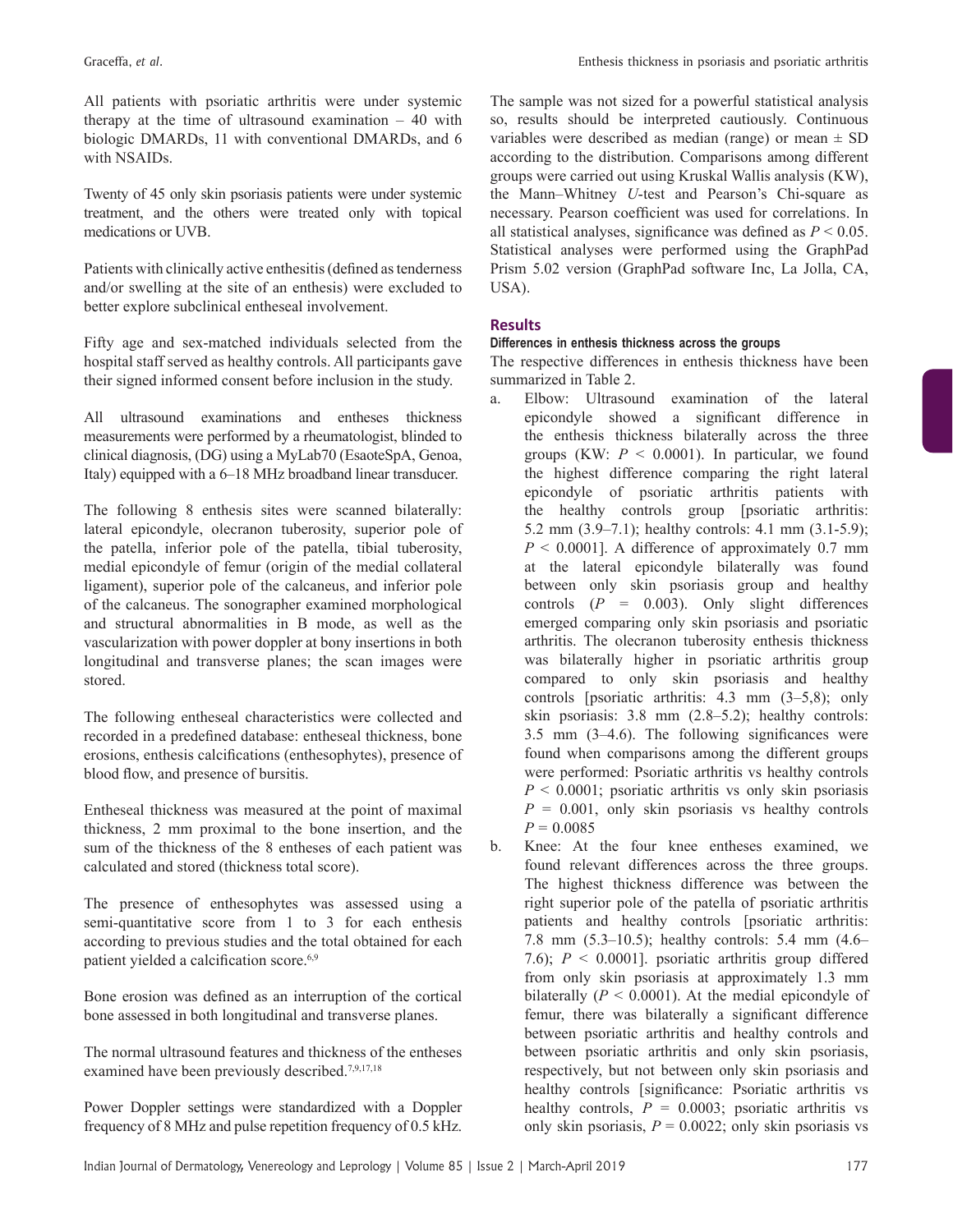All patients with psoriatic arthritis were under systemic therapy at the time of ultrasound examination – 40 with biologic DMARDs, 11 with conventional DMARDs, and 6 with NSAIDs.

Twenty of 45 only skin psoriasis patients were under systemic treatment, and the others were treated only with topical medications or UVB.

Patients with clinically active enthesitis (defined as tenderness and/or swelling at the site of an enthesis) were excluded to better explore subclinical entheseal involvement.

Fifty age and sex-matched individuals selected from the hospital staff served as healthy controls. All participants gave their signed informed consent before inclusion in the study.

All ultrasound examinations and entheses thickness measurements were performed by a rheumatologist, blinded to clinical diagnosis, (DG) using a MyLab70 (EsaoteSpA, Genoa, Italy) equipped with a 6–18 MHz broadband linear transducer.

The following 8 enthesis sites were scanned bilaterally: lateral epicondyle, olecranon tuberosity, superior pole of the patella, inferior pole of the patella, tibial tuberosity, medial epicondyle of femur (origin of the medial collateral ligament), superior pole of the calcaneus, and inferior pole of the calcaneus. The sonographer examined morphological and structural abnormalities in B mode, as well as the vascularization with power doppler at bony insertions in both longitudinal and transverse planes; the scan images were stored.

The following entheseal characteristics were collected and recorded in a predefined database: entheseal thickness, bone erosions, enthesis calcifications (enthesophytes), presence of blood flow, and presence of bursitis.

Entheseal thickness was measured at the point of maximal thickness, 2 mm proximal to the bone insertion, and the sum of the thickness of the 8 entheses of each patient was calculated and stored (thickness total score).

The presence of enthesophytes was assessed using a semi-quantitative score from 1 to 3 for each enthesis according to previous studies and the total obtained for each patient yielded a calcification score.[6,9]

Bone erosion was defined as an interruption of the cortical bone assessed in both longitudinal and transverse planes.

The normal ultrasound features and thickness of the entheses examined have been previously described.[7,9,17,18]

Power Doppler settings were standardized with a Doppler frequency of 8 MHz and pulse repetition frequency of 0.5 kHz. The sample was not sized for a powerful statistical analysis so, results should be interpreted cautiously. Continuous variables were described as median (range) or mean ± SD according to the distribution. Comparisons among different groups were carried out using Kruskal Wallis analysis (KW), the Mann–Whitney *U*-test and Pearson's Chi-square as necessary. Pearson coefficient was used for correlations. In all statistical analyses, significance was defined as $P < 0.05$. Statistical analyses were performed using the GraphPad Prism 5.02 version (GraphPad software Inc, La Jolla, CA, USA).

## Results

### Differences in enthesis thickness across the groups

The respective differences in enthesis thickness have been summarized in Table 2.

a. Elbow: Ultrasound examination of the lateral epicondyle showed a significant difference in the enthesis thickness bilaterally across the three groups (KW: $P < 0.0001$). In particular, we found the highest difference comparing the right lateral epicondyle of psoriatic arthritis patients with the healthy controls group [psoriatic arthritis: 5.2 mm (3.9–7.1); healthy controls: 4.1 mm (3.1-5.9); $P < 0.0001$]. A difference of approximately 0.7 mm at the lateral epicondyle bilaterally was found between only skin psoriasis group and healthy controls ($P = 0.003$). Only slight differences emerged comparing only skin psoriasis and psoriatic arthritis. The olecranon tuberosity enthesis thickness was bilaterally higher in psoriatic arthritis group compared to only skin psoriasis and healthy controls [psoriatic arthritis: 4.3 mm (3–5,8); only skin psoriasis: 3.8 mm (2.8–5.2); healthy controls: 3.5 mm (3–4.6). The following significances were found when comparisons among the different groups were performed: Psoriatic arthritis vs healthy controls $P < 0.0001$; psoriatic arthritis vs only skin psoriasis $P = 0.001$, only skin psoriasis vs healthy controls $P = 0.0085$
b. Knee: At the four knee entheses examined, we found relevant differences across the three groups. The highest thickness difference was between the right superior pole of the patella of psoriatic arthritis patients and healthy controls [psoriatic arthritis: 7.8 mm (5.3–10.5); healthy controls: 5.4 mm (4.6–7.6); $P < 0.0001$]. psoriatic arthritis group differed from only skin psoriasis at approximately 1.3 mm bilaterally ($P < 0.0001$). At the medial epicondyle of femur, there was bilaterally a significant difference between psoriatic arthritis and healthy controls and between psoriatic arthritis and only skin psoriasis, respectively, but not between only skin psoriasis and healthy controls [significance: Psoriatic arthritis vs healthy controls, $P = 0.0003$; psoriatic arthritis vs only skin psoriasis, $P = 0.0022$; only skin psoriasis vs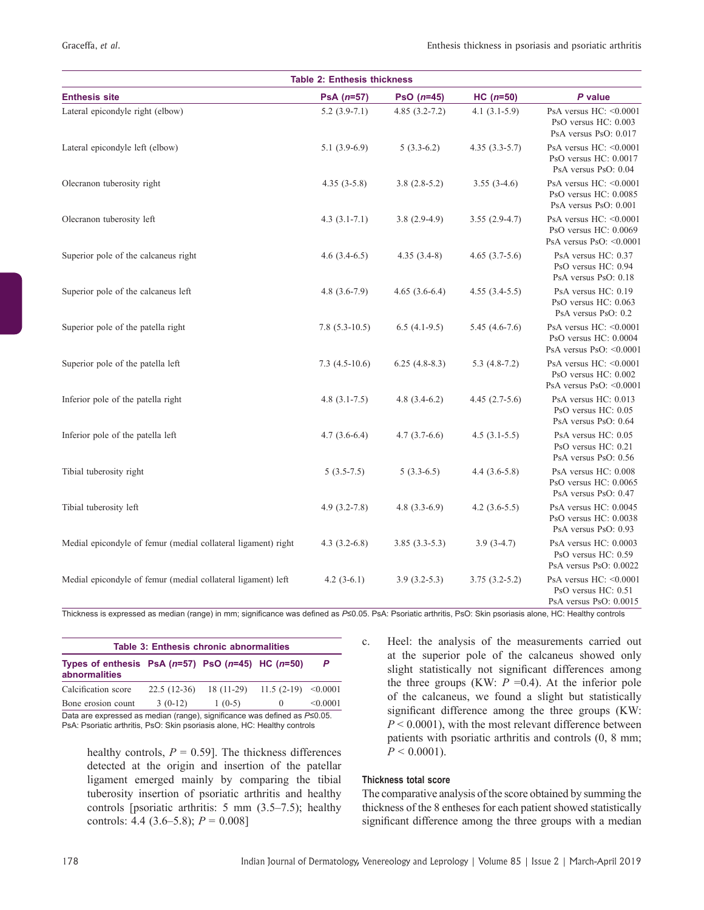**Table 2: Enthesis thickness**

| Enthesis site | PsA (*n*=57) | PsO (*n*=45) | HC (*n*=50) | *P* value |
|---|---|---|---|---|
| Lateral epicondyle right (elbow) | 5.2 (3.9-7.1) | 4.85 (3.2-7.2) | 4.1 (3.1-5.9) | PsA versus HC: <0.0001<br>PsO versus HC: 0.003<br>PsA versus PsO: 0.017 |
| Lateral epicondyle left (elbow) | 5.1 (3.9-6.9) | 5 (3.3-6.2) | 4.35 (3.3-5.7) | PsA versus HC: <0.0001<br>PsO versus HC: 0.0017<br>PsA versus PsO: 0.04 |
| Olecranon tuberosity right | 4.35 (3-5.8) | 3.8 (2.8-5.2) | 3.55 (3-4.6) | PsA versus HC: <0.0001<br>PsO versus HC: 0.0085<br>PsA versus PsO: 0.001 |
| Olecranon tuberosity left | 4.3 (3.1-7.1) | 3.8 (2.9-4.9) | 3.55 (2.9-4.7) | PsA versus HC: <0.0001<br>PsO versus HC: 0.0069<br>PsA versus PsO: <0.0001 |
| Superior pole of the calcaneus right | 4.6 (3.4-6.5) | 4.35 (3.4-8) | 4.65 (3.7-5.6) | PsA versus HC: 0.37<br>PsO versus HC: 0.94<br>PsA versus PsO: 0.18 |
| Superior pole of the calcaneus left | 4.8 (3.6-7.9) | 4.65 (3.6-6.4) | 4.55 (3.4-5.5) | PsA versus HC: 0.19<br>PsO versus HC: 0.063<br>PsA versus PsO: 0.2 |
| Superior pole of the patella right | 7.8 (5.3-10.5) | 6.5 (4.1-9.5) | 5.45 (4.6-7.6) | PsA versus HC: <0.0001<br>PsO versus HC: 0.0004<br>PsA versus PsO: <0.0001 |
| Superior pole of the patella left | 7.3 (4.5-10.6) | 6.25 (4.8-8.3) | 5.3 (4.8-7.2) | PsA versus HC: <0.0001<br>PsO versus HC: 0.002<br>PsA versus PsO: <0.0001 |
| Inferior pole of the patella right | 4.8 (3.1-7.5) | 4.8 (3.4-6.2) | 4.45 (2.7-5.6) | PsA versus HC: 0.013<br>PsO versus HC: 0.05<br>PsA versus PsO: 0.64 |
| Inferior pole of the patella left | 4.7 (3.6-6.4) | 4.7 (3.7-6.6) | 4.5 (3.1-5.5) | PsA versus HC: 0.05<br>PsO versus HC: 0.21<br>PsA versus PsO: 0.56 |
| Tibial tuberosity right | 5 (3.5-7.5) | 5 (3.3-6.5) | 4.4 (3.6-5.8) | PsA versus HC: 0.008<br>PsO versus HC: 0.0065<br>PsA versus PsO: 0.47 |
| Tibial tuberosity left | 4.9 (3.2-7.8) | 4.8 (3.3-6.9) | 4.2 (3.6-5.5) | PsA versus HC: 0.0045<br>PsO versus HC: 0.0038<br>PsA versus PsO: 0.93 |
| Medial epicondyle of femur (medial collateral ligament) right | 4.3 (3.2-6.8) | 3.85 (3.3-5.3) | 3.9 (3-4.7) | PsA versus HC: 0.0003<br>PsO versus HC: 0.59<br>PsA versus PsO: 0.0022 |
| Medial epicondyle of femur (medial collateral ligament) left | 4.2 (3-6.1) | 3.9 (3.2-5.3) | 3.75 (3.2-5.2) | PsA versus HC: <0.0001<br>PsO versus HC: 0.51<br>PsA versus PsO: 0.0015 |

Thickness is expressed as median (range) in mm; significance was defined as $P \leq 0.05$. PsA: Psoriatic arthritis, PsO: Skin psoriasis alone, HC: Healthy controls

**Table 3: Enthesis chronic abnormalities**

| Types of enthesis abnormalities | PsA (*n*=57) | PsO (*n*=45) | HC (*n*=50) | *P* |
|---|---|---|---|---|
| Calcification score | 22.5 (12-36) | 18 (11-29) | 11.5 (2-19) | <0.0001 |
| Bone erosion count | 3 (0-12) | 1 (0-5) | 0 | <0.0001 |

Data are expressed as median (range), significance was defined as $P \leq 0.05$. PsA: Psoriatic arthritis, PsO: Skin psoriasis alone, HC: Healthy controls

healthy controls, $P = 0.59$]. The thickness differences detected at the origin and insertion of the patellar ligament emerged mainly by comparing the tibial tuberosity insertion of psoriatic arthritis and healthy controls [psoriatic arthritis: 5 mm (3.5–7.5); healthy controls: 4.4 (3.6–5.8); $P = 0.008$]

c. Heel: the analysis of the measurements carried out at the superior pole of the calcaneus showed only slight statistically not significant differences among the three groups (KW: $P = 0.4$). At the inferior pole of the calcaneus, we found a slight but statistically significant difference among the three groups (KW: $P < 0.0001$), with the most relevant difference between patients with psoriatic arthritis and controls (0, 8 mm; $P < 0.0001$).

#### Thickness total score

The comparative analysis of the score obtained by summing the thickness of the 8 entheses for each patient showed statistically significant difference among the three groups with a median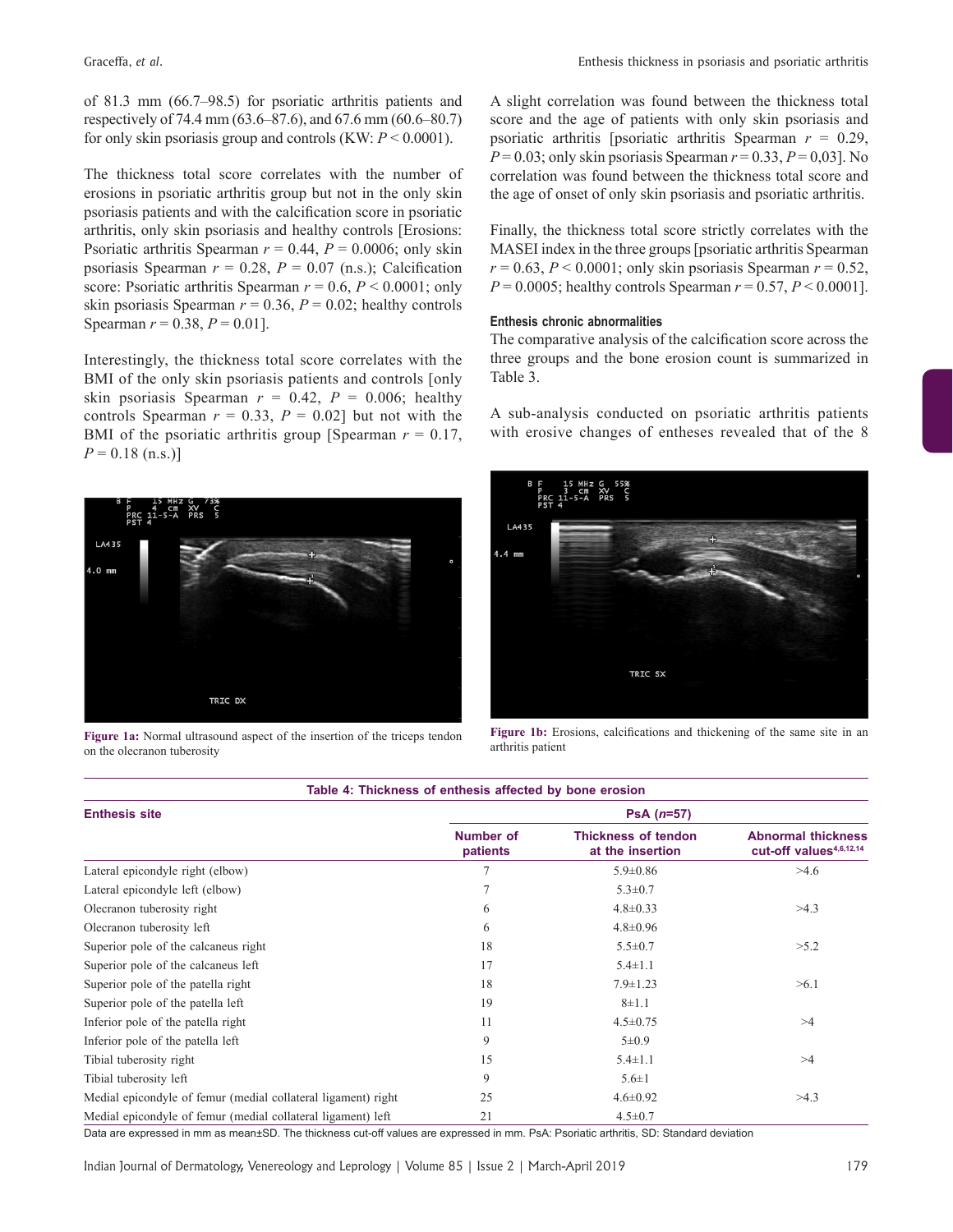of 81.3 mm (66.7–98.5) for psoriatic arthritis patients and respectively of 74.4 mm (63.6–87.6), and 67.6 mm (60.6–80.7) for only skin psoriasis group and controls (KW: $P < 0.0001$).

The thickness total score correlates with the number of erosions in psoriatic arthritis group but not in the only skin psoriasis patients and with the calcification score in psoriatic arthritis, only skin psoriasis and healthy controls [Erosions: Psoriatic arthritis Spearman $r = 0.44$, $P = 0.0006$; only skin psoriasis Spearman $r = 0.28$, $P = 0.07$ (n.s.); Calcification score: Psoriatic arthritis Spearman $r = 0.6$, $P < 0.0001$; only skin psoriasis Spearman $r = 0.36$, $P = 0.02$; healthy controls Spearman $r = 0.38$, $P = 0.01$].

Interestingly, the thickness total score correlates with the BMI of the only skin psoriasis patients and controls [only skin psoriasis Spearman $r = 0.42$, $P = 0.006$; healthy controls Spearman $r = 0.33$, $P = 0.02$] but not with the BMI of the psoriatic arthritis group [Spearman $r = 0.17$, $P = 0.18$ (n.s.)]

A slight correlation was found between the thickness total score and the age of patients with only skin psoriasis and psoriatic arthritis [psoriatic arthritis Spearman $r = 0.29$, $P = 0.03$; only skin psoriasis Spearman $r = 0.33$, $P = 0,03$]. No correlation was found between the thickness total score and the age of onset of only skin psoriasis and psoriatic arthritis.

Finally, the thickness total score strictly correlates with the MASEI index in the three groups [psoriatic arthritis Spearman $r = 0.63$, $P < 0.0001$; only skin psoriasis Spearman $r = 0.52$, $P = 0.0005$; healthy controls Spearman $r = 0.57$, $P < 0.0001$].

#### Enthesis chronic abnormalities

The comparative analysis of the calcification score across the three groups and the bone erosion count is summarized in Table 3.

A sub-analysis conducted on psoriatic arthritis patients with erosive changes of entheses revealed that of the 8

**Figure 1a:** Normal ultrasound aspect of the insertion of the triceps tendon on the olecranon tuberosity

**Figure 1b:** Erosions, calcifications and thickening of the same site in an arthritis patient

**Table 4: Thickness of enthesis affected by bone erosion**

| Enthesis site | PsA (*n*=57) | | |
|---|---|---|---|
| | Number of patients | Thickness of tendon at the insertion | Abnormal thickness cut-off values[4,6,12,14] |
| Lateral epicondyle right (elbow) | 7 | 5.9±0.86 | >4.6 |
| Lateral epicondyle left (elbow) | 7 | 5.3±0.7 | |
| Olecranon tuberosity right | 6 | 4.8±0.33 | >4.3 |
| Olecranon tuberosity left | 6 | 4.8±0.96 | |
| Superior pole of the calcaneus right | 18 | 5.5±0.7 | >5.2 |
| Superior pole of the calcaneus left | 17 | 5.4±1.1 | |
| Superior pole of the patella right | 18 | 7.9±1.23 | >6.1 |
| Superior pole of the patella left | 19 | 8±1.1 | |
| Inferior pole of the patella right | 11 | 4.5±0.75 | >4 |
| Inferior pole of the patella left | 9 | 5±0.9 | |
| Tibial tuberosity right | 15 | 5.4±1.1 | >4 |
| Tibial tuberosity left | 9 | 5.6±1 | |
| Medial epicondyle of femur (medial collateral ligament) right | 25 | 4.6±0.92 | >4.3 |
| Medial epicondyle of femur (medial collateral ligament) left | 21 | 4.5±0.7 | |

Data are expressed in mm as mean±SD. The thickness cut-off values are expressed in mm. PsA: Psoriatic arthritis, SD: Standard deviation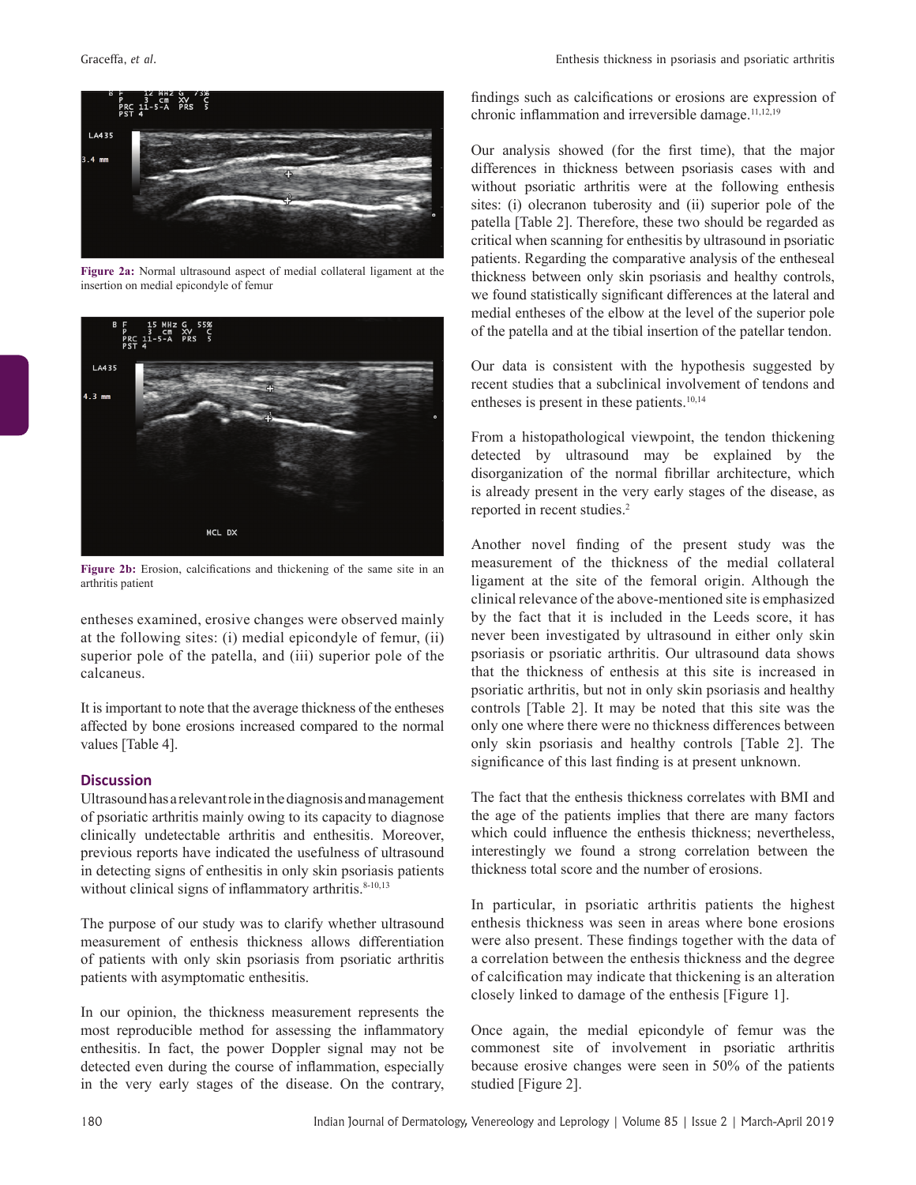Figure 2a: Normal ultrasound aspect of medial collateral ligament at the insertion on medial epicondyle of femur

Figure 2b: Erosion, calcifications and thickening of the same site in an arthritis patient

entheses examined, erosive changes were observed mainly at the following sites: (i) medial epicondyle of femur, (ii) superior pole of the patella, and (iii) superior pole of the calcaneus.

It is important to note that the average thickness of the entheses affected by bone erosions increased compared to the normal values [Table 4].

## Discussion

Ultrasound has a relevant role in the diagnosis and management of psoriatic arthritis mainly owing to its capacity to diagnose clinically undetectable arthritis and enthesitis. Moreover, previous reports have indicated the usefulness of ultrasound in detecting signs of enthesitis in only skin psoriasis patients without clinical signs of inflammatory arthritis.[8-10,13]

The purpose of our study was to clarify whether ultrasound measurement of enthesis thickness allows differentiation of patients with only skin psoriasis from psoriatic arthritis patients with asymptomatic enthesitis.

In our opinion, the thickness measurement represents the most reproducible method for assessing the inflammatory enthesitis. In fact, the power Doppler signal may not be detected even during the course of inflammation, especially in the very early stages of the disease. On the contrary, findings such as calcifications or erosions are expression of chronic inflammation and irreversible damage.[11,12,19]

Our analysis showed (for the first time), that the major differences in thickness between psoriasis cases with and without psoriatic arthritis were at the following enthesis sites: (i) olecranon tuberosity and (ii) superior pole of the patella [Table 2]. Therefore, these two should be regarded as critical when scanning for enthesitis by ultrasound in psoriatic patients. Regarding the comparative analysis of the entheseal thickness between only skin psoriasis and healthy controls, we found statistically significant differences at the lateral and medial entheses of the elbow at the level of the superior pole of the patella and at the tibial insertion of the patellar tendon.

Our data is consistent with the hypothesis suggested by recent studies that a subclinical involvement of tendons and entheses is present in these patients.[10,14]

From a histopathological viewpoint, the tendon thickening detected by ultrasound may be explained by the disorganization of the normal fibrillar architecture, which is already present in the very early stages of the disease, as reported in recent studies.[2]

Another novel finding of the present study was the measurement of the thickness of the medial collateral ligament at the site of the femoral origin. Although the clinical relevance of the above-mentioned site is emphasized by the fact that it is included in the Leeds score, it has never been investigated by ultrasound in either only skin psoriasis or psoriatic arthritis. Our ultrasound data shows that the thickness of enthesis at this site is increased in psoriatic arthritis, but not in only skin psoriasis and healthy controls [Table 2]. It may be noted that this site was the only one where there were no thickness differences between only skin psoriasis and healthy controls [Table 2]. The significance of this last finding is at present unknown.

The fact that the enthesis thickness correlates with BMI and the age of the patients implies that there are many factors which could influence the enthesis thickness; nevertheless, interestingly we found a strong correlation between the thickness total score and the number of erosions.

In particular, in psoriatic arthritis patients the highest enthesis thickness was seen in areas where bone erosions were also present. These findings together with the data of a correlation between the enthesis thickness and the degree of calcification may indicate that thickening is an alteration closely linked to damage of the enthesis [Figure 1].

Once again, the medial epicondyle of femur was the commonest site of involvement in psoriatic arthritis because erosive changes were seen in 50% of the patients studied [Figure 2].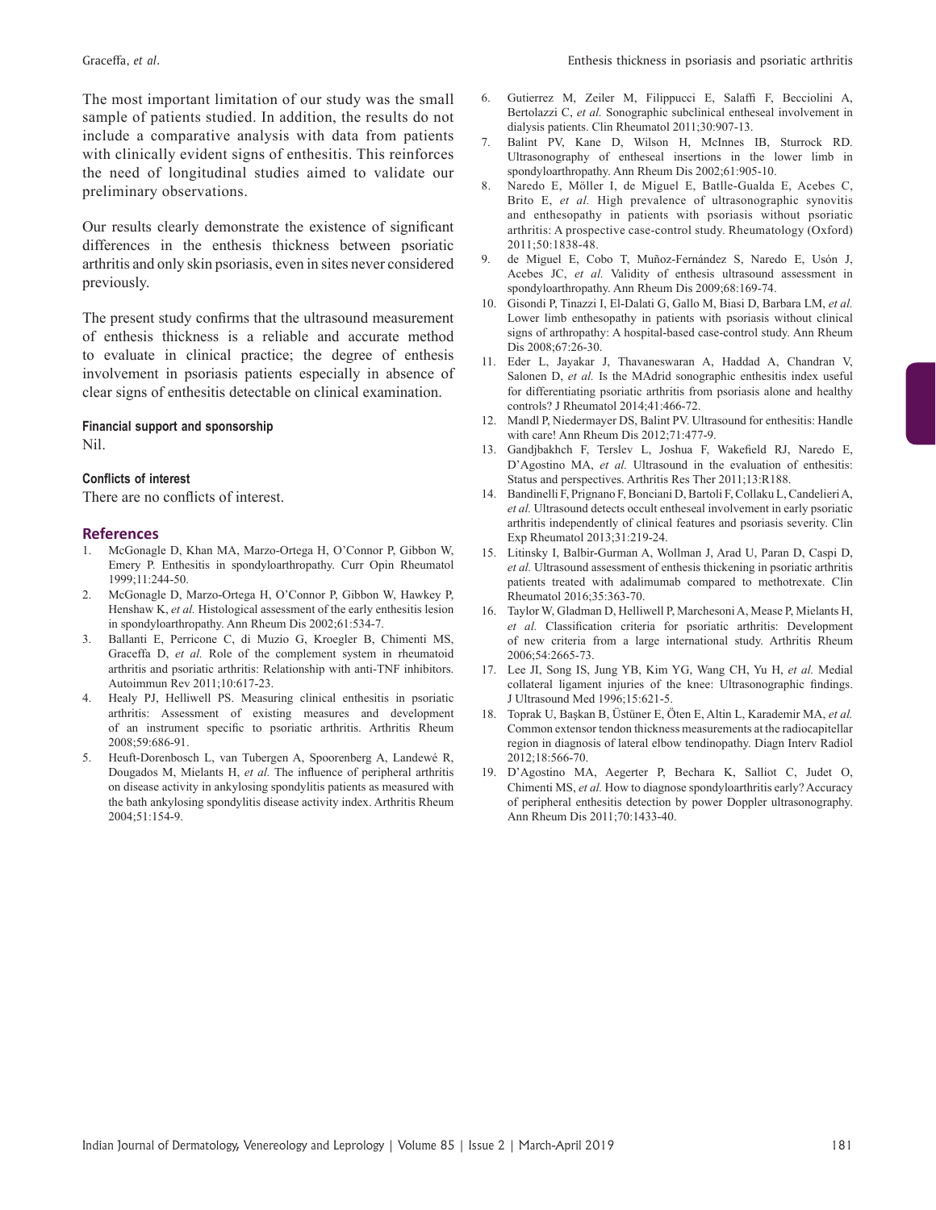The most important limitation of our study was the small sample of patients studied. In addition, the results do not include a comparative analysis with data from patients with clinically evident signs of enthesitis. This reinforces the need of longitudinal studies aimed to validate our preliminary observations.

Our results clearly demonstrate the existence of significant differences in the enthesis thickness between psoriatic arthritis and only skin psoriasis, even in sites never considered previously.

The present study confirms that the ultrasound measurement of enthesis thickness is a reliable and accurate method to evaluate in clinical practice; the degree of enthesis involvement in psoriasis patients especially in absence of clear signs of enthesitis detectable on clinical examination.

#### Financial support and sponsorship

Nil.

#### Conflicts of interest

There are no conflicts of interest.

## References

1. McGonagle D, Khan MA, Marzo-Ortega H, O'Connor P, Gibbon W, Emery P. Enthesitis in spondyloarthropathy. Curr Opin Rheumatol 1999;11:244-50.
2. McGonagle D, Marzo-Ortega H, O'Connor P, Gibbon W, Hawkey P, Henshaw K, *et al.* Histological assessment of the early enthesitis lesion in spondyloarthropathy. Ann Rheum Dis 2002;61:534-7.
3. Ballanti E, Perricone C, di Muzio G, Kroegler B, Chimenti MS, Graceffa D, *et al.* Role of the complement system in rheumatoid arthritis and psoriatic arthritis: Relationship with anti-TNF inhibitors. Autoimmun Rev 2011;10:617-23.
4. Healy PJ, Helliwell PS. Measuring clinical enthesitis in psoriatic arthritis: Assessment of existing measures and development of an instrument specific to psoriatic arthritis. Arthritis Rheum 2008;59:686-91.
5. Heuft-Dorenbosch L, van Tubergen A, Spoorenberg A, Landewé R, Dougados M, Mielants H, *et al.* The influence of peripheral arthritis on disease activity in ankylosing spondylitis patients as measured with the bath ankylosing spondylitis disease activity index. Arthritis Rheum 2004;51:154-9.
6. Gutierrez M, Zeiler M, Filippucci E, Salaffi F, Becciolini A, Bertolazzi C, *et al.* Sonographic subclinical entheseal involvement in dialysis patients. Clin Rheumatol 2011;30:907-13.
7. Balint PV, Kane D, Wilson H, McInnes IB, Sturrock RD. Ultrasonography of entheseal insertions in the lower limb in spondyloarthropathy. Ann Rheum Dis 2002;61:905-10.
8. Naredo E, Möller I, de Miguel E, Batlle-Gualda E, Acebes C, Brito E, *et al.* High prevalence of ultrasonographic synovitis and enthesopathy in patients with psoriasis without psoriatic arthritis: A prospective case-control study. Rheumatology (Oxford) 2011;50:1838-48.
9. de Miguel E, Cobo T, Muñoz-Fernández S, Naredo E, Usón J, Acebes JC, *et al.* Validity of enthesis ultrasound assessment in spondyloarthropathy. Ann Rheum Dis 2009;68:169-74.
10. Gisondi P, Tinazzi I, El-Dalati G, Gallo M, Biasi D, Barbara LM, *et al.* Lower limb enthesopathy in patients with psoriasis without clinical signs of arthropathy: A hospital-based case-control study. Ann Rheum Dis 2008;67:26-30.
11. Eder L, Jayakar J, Thavaneswaran A, Haddad A, Chandran V, Salonen D, *et al.* Is the MAdrid sonographic enthesitis index useful for differentiating psoriatic arthritis from psoriasis alone and healthy controls? J Rheumatol 2014;41:466-72.
12. Mandl P, Niedermayer DS, Balint PV. Ultrasound for enthesitis: Handle with care! Ann Rheum Dis 2012;71:477-9.
13. Gandjbakhch F, Terslev L, Joshua F, Wakefield RJ, Naredo E, D'Agostino MA, *et al.* Ultrasound in the evaluation of enthesitis: Status and perspectives. Arthritis Res Ther 2011;13:R188.
14. Bandinelli F, Prignano F, Bonciani D, Bartoli F, Collaku L, Candelieri A, *et al.* Ultrasound detects occult entheseal involvement in early psoriatic arthritis independently of clinical features and psoriasis severity. Clin Exp Rheumatol 2013;31:219-24.
15. Litinsky I, Balbir-Gurman A, Wollman J, Arad U, Paran D, Caspi D, *et al.* Ultrasound assessment of enthesis thickening in psoriatic arthritis patients treated with adalimumab compared to methotrexate. Clin Rheumatol 2016;35:363-70.
16. Taylor W, Gladman D, Helliwell P, Marchesoni A, Mease P, Mielants H, *et al.* Classification criteria for psoriatic arthritis: Development of new criteria from a large international study. Arthritis Rheum 2006;54:2665-73.
17. Lee JI, Song IS, Jung YB, Kim YG, Wang CH, Yu H, *et al.* Medial collateral ligament injuries of the knee: Ultrasonographic findings. J Ultrasound Med 1996;15:621-5.
18. Toprak U, Başkan B, Üstüner E, Öten E, Altin L, Karademir MA, *et al.* Common extensor tendon thickness measurements at the radiocapitellar region in diagnosis of lateral elbow tendinopathy. Diagn Interv Radiol 2012;18:566-70.
19. D'Agostino MA, Aegerter P, Bechara K, Salliot C, Judet O, Chimenti MS, *et al.* How to diagnose spondyloarthritis early? Accuracy of peripheral enthesitis detection by power Doppler ultrasonography. Ann Rheum Dis 2011;70:1433-40.